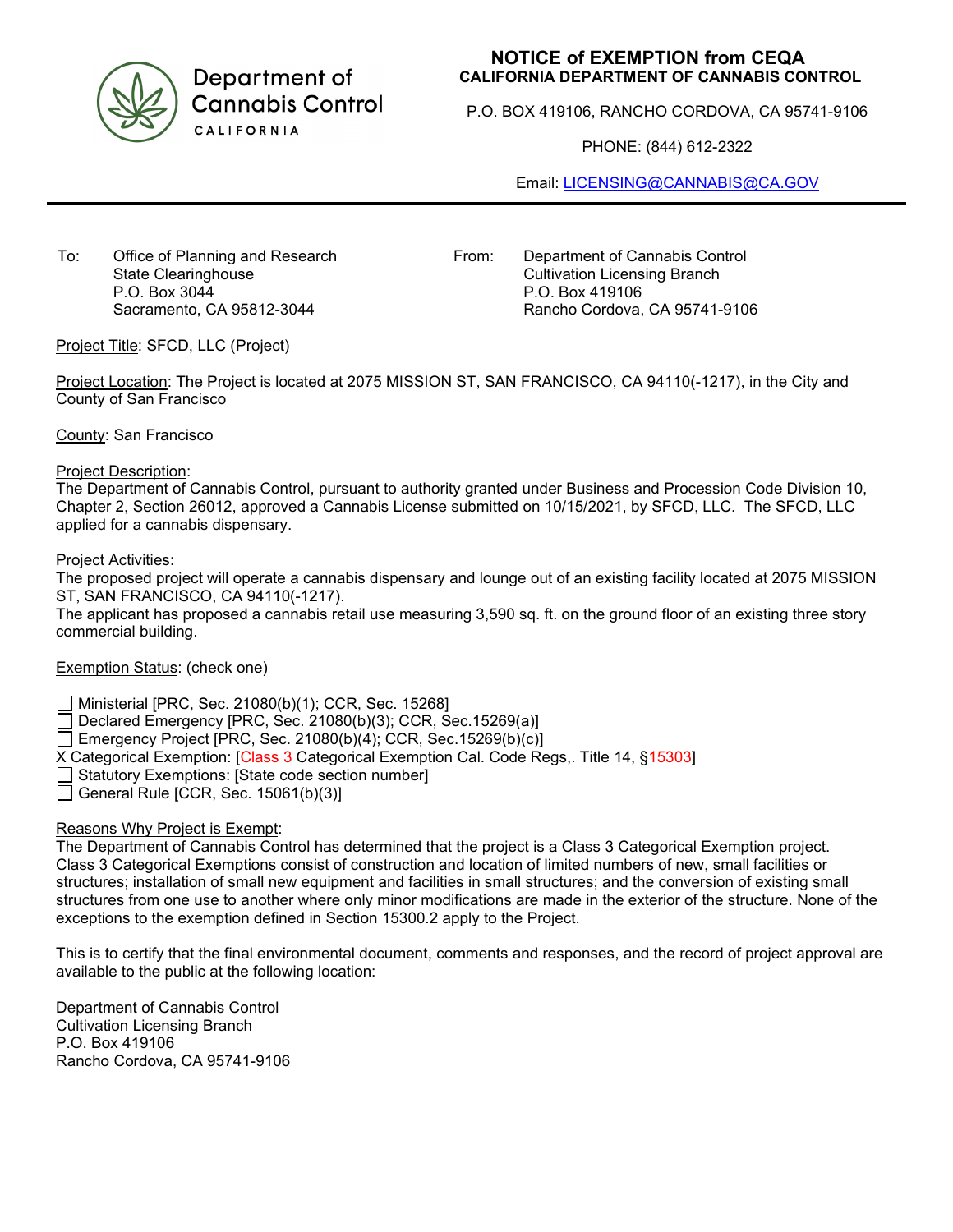Department of Cannabis Control
CALIFORNIA

# NOTICE of EXEMPTION from CEQA
**CALIFORNIA DEPARTMENT OF CANNABIS CONTROL**

P.O. BOX 419106, RANCHO CORDOVA, CA 95741-9106

PHONE: (844) 612-2322

Email: LICENSING@CANNABIS@CA.GOV

To: Office of Planning and Research
State Clearinghouse
P.O. Box 3044
Sacramento, CA 95812-3044

From: Department of Cannabis Control
Cultivation Licensing Branch
P.O. Box 419106
Rancho Cordova, CA 95741-9106

Project Title: SFCD, LLC (Project)

Project Location: The Project is located at 2075 MISSION ST, SAN FRANCISCO, CA 94110(-1217), in the City and County of San Francisco

County: San Francisco

Project Description:
The Department of Cannabis Control, pursuant to authority granted under Business and Procession Code Division 10, Chapter 2, Section 26012, approved a Cannabis License submitted on 10/15/2021, by SFCD, LLC. The SFCD, LLC applied for a cannabis dispensary.

Project Activities:
The proposed project will operate a cannabis dispensary and lounge out of an existing facility located at 2075 MISSION ST, SAN FRANCISCO, CA 94110(-1217).
The applicant has proposed a cannabis retail use measuring 3,590 sq. ft. on the ground floor of an existing three story commercial building.

Exemption Status: (check one)

☐ Ministerial [PRC, Sec. 21080(b)(1); CCR, Sec. 15268]
☐ Declared Emergency [PRC, Sec. 21080(b)(3); CCR, Sec.15269(a)]
☐ Emergency Project [PRC, Sec. 21080(b)(4); CCR, Sec.15269(b)(c)]
X Categorical Exemption: [Class 3 Categorical Exemption Cal. Code Regs,. Title 14, §15303]
☐ Statutory Exemptions: [State code section number]
☐ General Rule [CCR, Sec. 15061(b)(3)]

Reasons Why Project is Exempt:
The Department of Cannabis Control has determined that the project is a Class 3 Categorical Exemption project. Class 3 Categorical Exemptions consist of construction and location of limited numbers of new, small facilities or structures; installation of small new equipment and facilities in small structures; and the conversion of existing small structures from one use to another where only minor modifications are made in the exterior of the structure. None of the exceptions to the exemption defined in Section 15300.2 apply to the Project.

This is to certify that the final environmental document, comments and responses, and the record of project approval are available to the public at the following location:

Department of Cannabis Control
Cultivation Licensing Branch
P.O. Box 419106
Rancho Cordova, CA 95741-9106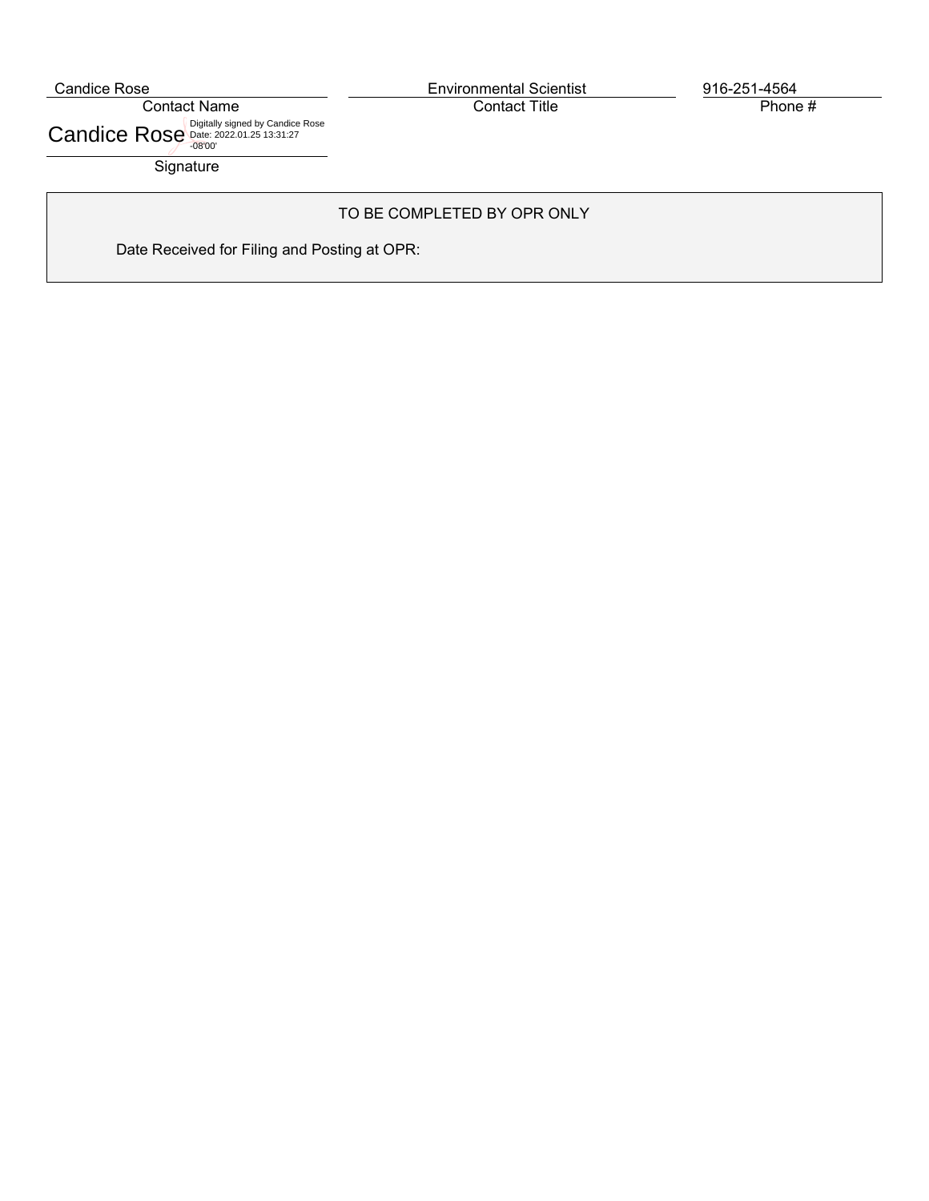| | | |
|---|---|---|
| Candice Rose | Environmental Scientist | 916-251-4564 |
| Contact Name | Contact Title | Phone # |

Candice Rose Digitally signed by Candice Rose Date: 2022.01.25 13:31:27 -08'00'

Signature

TO BE COMPLETED BY OPR ONLY

Date Received for Filing and Posting at OPR: